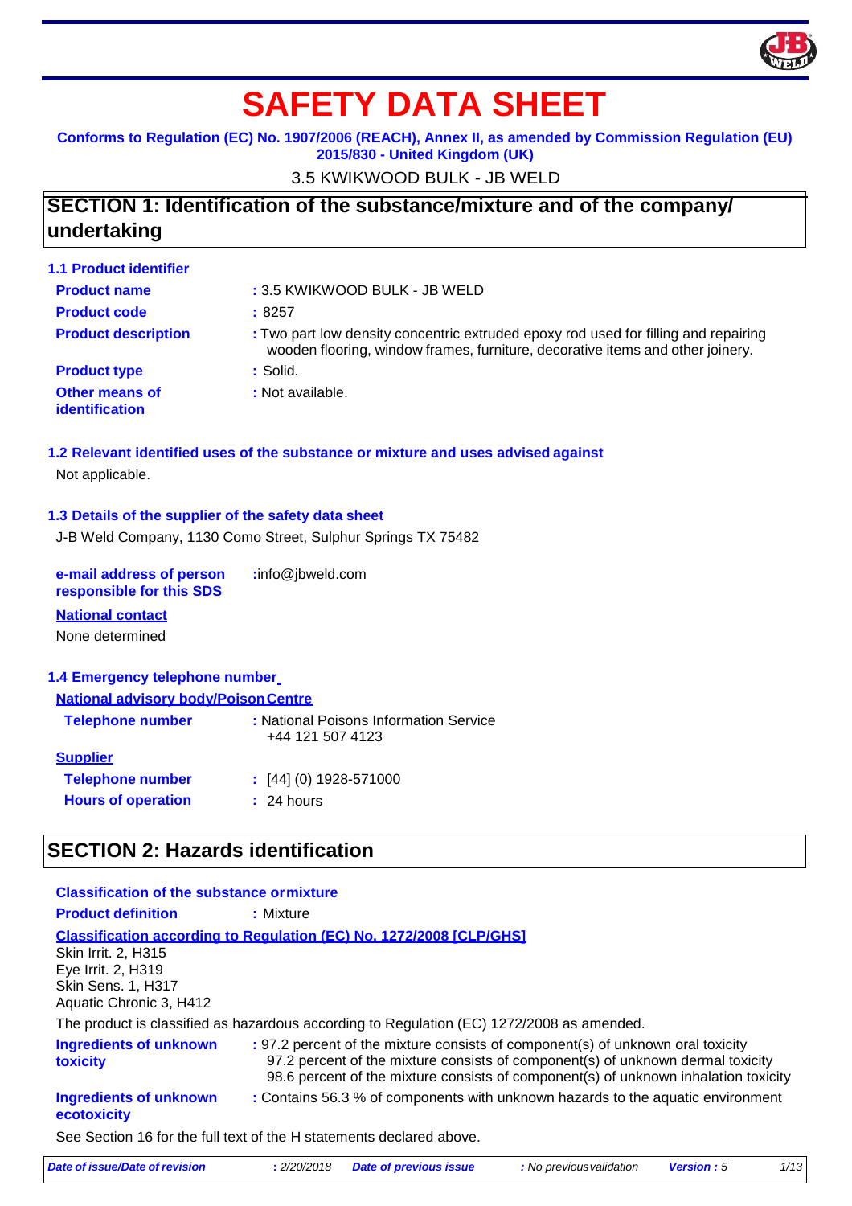# SAFETY DATA SHEET

**Conforms to Regulation (EC) No. 1907/2006 (REACH), Annex II, as amended by Commission Regulation (EU) 2015/830 - United Kingdom (UK)**

3.5 KWIKWOOD BULK - JB WELD

## SECTION 1: Identification of the substance/mixture and of the company/ undertaking

### 1.1 Product identifier

**Product name** : 3.5 KWIKWOOD BULK - JB WELD

**Product code** : 8257

**Product description** : Two part low density concentric extruded epoxy rod used for filling and repairing wooden flooring, window frames, furniture, decorative items and other joinery.

**Product type** : Solid.

**Other means of identification** : Not available.

### 1.2 Relevant identified uses of the substance or mixture and uses advised against

Not applicable.

### 1.3 Details of the supplier of the safety data sheet

J-B Weld Company, 1130 Como Street, Sulphur Springs TX 75482

**e-mail address of person responsible for this SDS** :info@jbweld.com

**National contact**

None determined

### 1.4 Emergency telephone number

**National advisory body/Poison Centre**

**Telephone number** : National Poisons Information Service +44 121 507 4123

**Supplier**

**Telephone number** : [44] (0) 1928-571000

**Hours of operation** : 24 hours

## SECTION 2: Hazards identification

**Classification of the substance or mixture**

**Product definition** : Mixture

**Classification according to Regulation (EC) No. 1272/2008 [CLP/GHS]**

Skin Irrit. 2, H315
Eye Irrit. 2, H319
Skin Sens. 1, H317
Aquatic Chronic 3, H412

The product is classified as hazardous according to Regulation (EC) 1272/2008 as amended.

**Ingredients of unknown toxicity** : 97.2 percent of the mixture consists of component(s) of unknown oral toxicity
97.2 percent of the mixture consists of component(s) of unknown dermal toxicity
98.6 percent of the mixture consists of component(s) of unknown inhalation toxicity

**Ingredients of unknown ecotoxicity** : Contains 56.3 % of components with unknown hazards to the aquatic environment

See Section 16 for the full text of the H statements declared above.

*Date of issue/Date of revision : 2/20/2018 Date of previous issue : No previous validation Version : 5*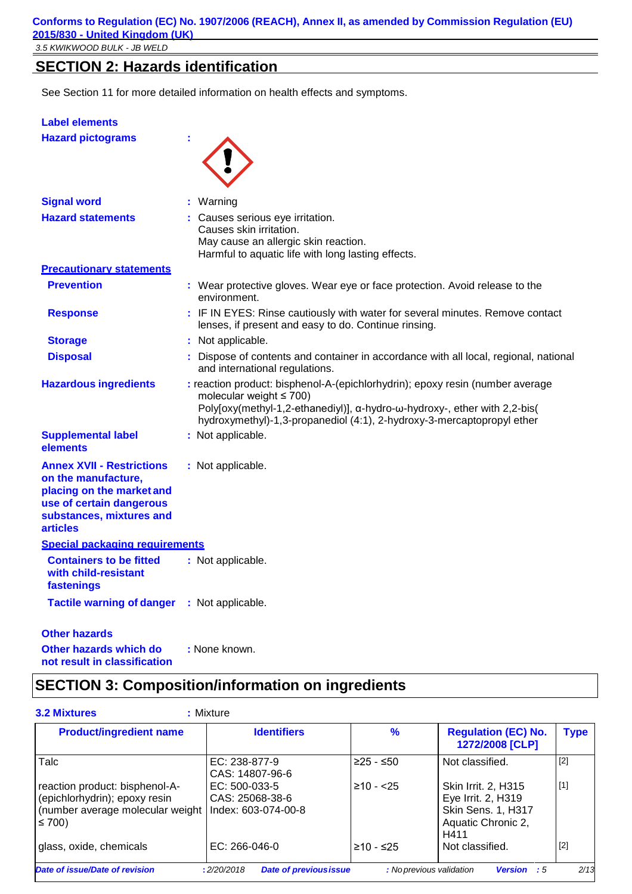## SECTION 2: Hazards identification

See Section 11 for more detailed information on health effects and symptoms.

**Label elements**

**Hazard pictograms** :

**Signal word** : Warning

**Hazard statements** : Causes serious eye irritation.
Causes skin irritation.
May cause an allergic skin reaction.
Harmful to aquatic life with long lasting effects.

**Precautionary statements**

**Prevention** : Wear protective gloves. Wear eye or face protection. Avoid release to the environment.

**Response** : IF IN EYES: Rinse cautiously with water for several minutes. Remove contact lenses, if present and easy to do. Continue rinsing.

**Storage** : Not applicable.

**Disposal** : Dispose of contents and container in accordance with all local, regional, national and international regulations.

**Hazardous ingredients** : reaction product: bisphenol-A-(epichlorhydrin); epoxy resin (number average molecular weight ≤ 700)
Poly[oxy(methyl-1,2-ethanediyl)], α-hydro-ω-hydroxy-, ether with 2,2-bis( hydroxymethyl)-1,3-propanediol (4:1), 2-hydroxy-3-mercaptopropyl ether

**Supplemental label elements** : Not applicable.

**Annex XVII - Restrictions on the manufacture, placing on the market and use of certain dangerous substances, mixtures and articles** : Not applicable.

**Special packaging requirements**

**Containers to be fitted with child-resistant fastenings** : Not applicable.

**Tactile warning of danger** : Not applicable.

**Other hazards**

**Other hazards which do not result in classification** : None known.

## SECTION 3: Composition/information on ingredients

**3.2 Mixtures** : Mixture

| Product/ingredient name | Identifiers | % | Regulation (EC) No. 1272/2008 [CLP] | Type |
|---|---|---|---|---|
| Talc | EC: 238-877-9<br>CAS: 14807-96-6 | ≥25 - ≤50 | Not classified. | [2] |
| reaction product: bisphenol-A-(epichlorhydrin); epoxy resin (number average molecular weight ≤ 700) | EC: 500-033-5<br>CAS: 25068-38-6<br>Index: 603-074-00-8 | ≥10 - <25 | Skin Irrit. 2, H315<br>Eye Irrit. 2, H319<br>Skin Sens. 1, H317<br>Aquatic Chronic 2, H411 | [1] |
| glass, oxide, chemicals | EC: 266-046-0 | ≥10 - ≤25 | Not classified. | [2] |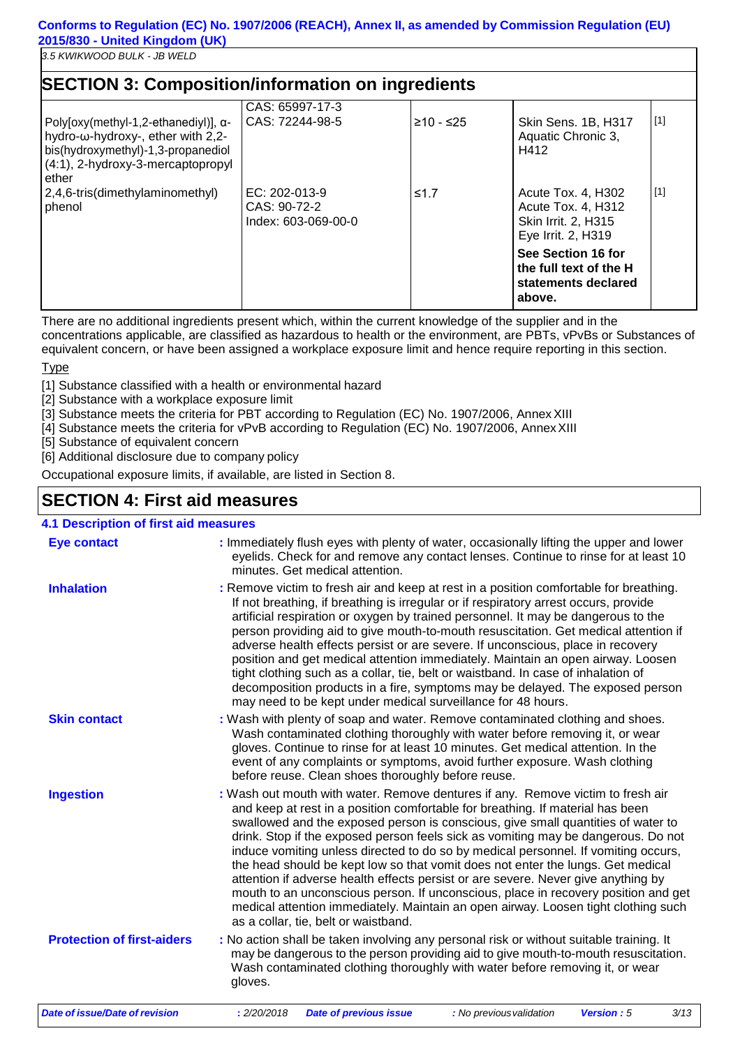## SECTION 3: Composition/information on ingredients

| | | | | |
|---|---|---|---|---|
| Poly[oxy(methyl-1,2-ethanediyl)], α-hydro-ω-hydroxy-, ether with 2,2-bis(hydroxymethyl)-1,3-propanediol (4:1), 2-hydroxy-3-mercaptopropyl ether | CAS: 65997-17-3<br>CAS: 72244-98-5 | ≥10 - ≤25 | Skin Sens. 1B, H317<br>Aquatic Chronic 3, H412 | [1] |
| 2,4,6-tris(dimethylaminomethyl) phenol | EC: 202-013-9<br>CAS: 90-72-2<br>Index: 603-069-00-0 | ≤1.7 | Acute Tox. 4, H302<br>Acute Tox. 4, H312<br>Skin Irrit. 2, H315<br>Eye Irrit. 2, H319<br>**See Section 16 for the full text of the H statements declared above.** | [1] |

There are no additional ingredients present which, within the current knowledge of the supplier and in the concentrations applicable, are classified as hazardous to health or the environment, are PBTs, vPvBs or Substances of equivalent concern, or have been assigned a workplace exposure limit and hence require reporting in this section.

Type

[1] Substance classified with a health or environmental hazard
[2] Substance with a workplace exposure limit
[3] Substance meets the criteria for PBT according to Regulation (EC) No. 1907/2006, Annex XIII
[4] Substance meets the criteria for vPvB according to Regulation (EC) No. 1907/2006, Annex XIII
[5] Substance of equivalent concern
[6] Additional disclosure due to company policy

Occupational exposure limits, if available, are listed in Section 8.

## SECTION 4: First aid measures

### 4.1 Description of first aid measures

**Eye contact** : Immediately flush eyes with plenty of water, occasionally lifting the upper and lower eyelids. Check for and remove any contact lenses. Continue to rinse for at least 10 minutes. Get medical attention.

**Inhalation** : Remove victim to fresh air and keep at rest in a position comfortable for breathing. If not breathing, if breathing is irregular or if respiratory arrest occurs, provide artificial respiration or oxygen by trained personnel. It may be dangerous to the person providing aid to give mouth-to-mouth resuscitation. Get medical attention if adverse health effects persist or are severe. If unconscious, place in recovery position and get medical attention immediately. Maintain an open airway. Loosen tight clothing such as a collar, tie, belt or waistband. In case of inhalation of decomposition products in a fire, symptoms may be delayed. The exposed person may need to be kept under medical surveillance for 48 hours.

**Skin contact** : Wash with plenty of soap and water. Remove contaminated clothing and shoes. Wash contaminated clothing thoroughly with water before removing it, or wear gloves. Continue to rinse for at least 10 minutes. Get medical attention. In the event of any complaints or symptoms, avoid further exposure. Wash clothing before reuse. Clean shoes thoroughly before reuse.

**Ingestion** : Wash out mouth with water. Remove dentures if any. Remove victim to fresh air and keep at rest in a position comfortable for breathing. If material has been swallowed and the exposed person is conscious, give small quantities of water to drink. Stop if the exposed person feels sick as vomiting may be dangerous. Do not induce vomiting unless directed to do so by medical personnel. If vomiting occurs, the head should be kept low so that vomit does not enter the lungs. Get medical attention if adverse health effects persist or are severe. Never give anything by mouth to an unconscious person. If unconscious, place in recovery position and get medical attention immediately. Maintain an open airway. Loosen tight clothing such as a collar, tie, belt or waistband.

**Protection of first-aiders** : No action shall be taken involving any personal risk or without suitable training. It may be dangerous to the person providing aid to give mouth-to-mouth resuscitation. Wash contaminated clothing thoroughly with water before removing it, or wear gloves.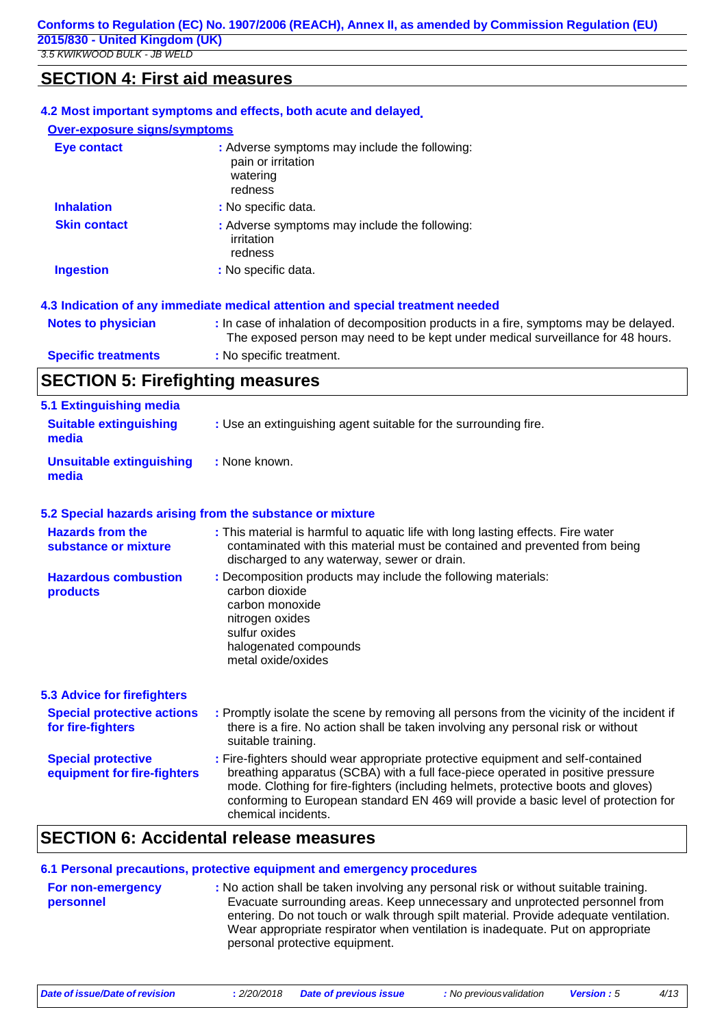## SECTION 4: First aid measures

### 4.2 Most important symptoms and effects, both acute and delayed

**Over-exposure signs/symptoms**

| | |
|---|---|
| **Eye contact** | : Adverse symptoms may include the following: pain or irritation, watering, redness |
| **Inhalation** | : No specific data. |
| **Skin contact** | : Adverse symptoms may include the following: irritation, redness |
| **Ingestion** | : No specific data. |

### 4.3 Indication of any immediate medical attention and special treatment needed

| | |
|---|---|
| **Notes to physician** | : In case of inhalation of decomposition products in a fire, symptoms may be delayed. The exposed person may need to be kept under medical surveillance for 48 hours. |
| **Specific treatments** | : No specific treatment. |

## SECTION 5: Firefighting measures

### 5.1 Extinguishing media

| | |
|---|---|
| **Suitable extinguishing media** | : Use an extinguishing agent suitable for the surrounding fire. |
| **Unsuitable extinguishing media** | : None known. |

### 5.2 Special hazards arising from the substance or mixture

| | |
|---|---|
| **Hazards from the substance or mixture** | : This material is harmful to aquatic life with long lasting effects. Fire water contaminated with this material must be contained and prevented from being discharged to any waterway, sewer or drain. |
| **Hazardous combustion products** | : Decomposition products may include the following materials: carbon dioxide, carbon monoxide, nitrogen oxides, sulfur oxides, halogenated compounds, metal oxide/oxides |

### 5.3 Advice for firefighters

| | |
|---|---|
| **Special protective actions for fire-fighters** | : Promptly isolate the scene by removing all persons from the vicinity of the incident if there is a fire. No action shall be taken involving any personal risk or without suitable training. |
| **Special protective equipment for fire-fighters** | : Fire-fighters should wear appropriate protective equipment and self-contained breathing apparatus (SCBA) with a full face-piece operated in positive pressure mode. Clothing for fire-fighters (including helmets, protective boots and gloves) conforming to European standard EN 469 will provide a basic level of protection for chemical incidents. |

## SECTION 6: Accidental release measures

### 6.1 Personal precautions, protective equipment and emergency procedures

| | |
|---|---|
| **For non-emergency personnel** | : No action shall be taken involving any personal risk or without suitable training. Evacuate surrounding areas. Keep unnecessary and unprotected personnel from entering. Do not touch or walk through spilt material. Provide adequate ventilation. Wear appropriate respirator when ventilation is inadequate. Put on appropriate personal protective equipment. |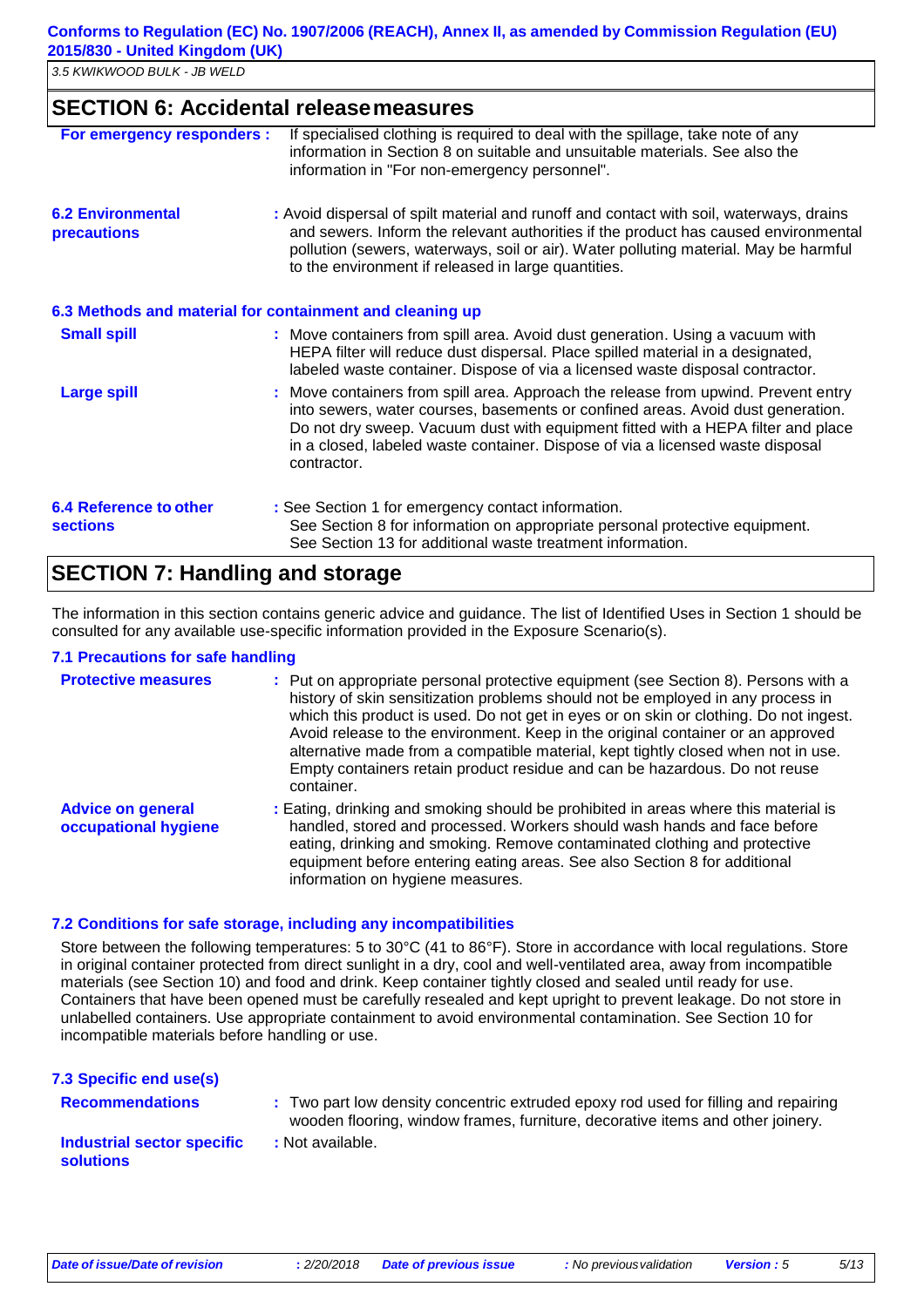## SECTION 6: Accidental release measures

**For emergency responders :** If specialised clothing is required to deal with the spillage, take note of any information in Section 8 on suitable and unsuitable materials. See also the information in "For non-emergency personnel".

**6.2 Environmental precautions** : Avoid dispersal of spilt material and runoff and contact with soil, waterways, drains and sewers. Inform the relevant authorities if the product has caused environmental pollution (sewers, waterways, soil or air). Water polluting material. May be harmful to the environment if released in large quantities.

### 6.3 Methods and material for containment and cleaning up

**Small spill** : Move containers from spill area. Avoid dust generation. Using a vacuum with HEPA filter will reduce dust dispersal. Place spilled material in a designated, labeled waste container. Dispose of via a licensed waste disposal contractor.

**Large spill** : Move containers from spill area. Approach the release from upwind. Prevent entry into sewers, water courses, basements or confined areas. Avoid dust generation. Do not dry sweep. Vacuum dust with equipment fitted with a HEPA filter and place in a closed, labeled waste container. Dispose of via a licensed waste disposal contractor.

**6.4 Reference to other sections** : See Section 1 for emergency contact information.
See Section 8 for information on appropriate personal protective equipment.
See Section 13 for additional waste treatment information.

## SECTION 7: Handling and storage

The information in this section contains generic advice and guidance. The list of Identified Uses in Section 1 should be consulted for any available use-specific information provided in the Exposure Scenario(s).

### 7.1 Precautions for safe handling

**Protective measures** : Put on appropriate personal protective equipment (see Section 8). Persons with a history of skin sensitization problems should not be employed in any process in which this product is used. Do not get in eyes or on skin or clothing. Do not ingest. Avoid release to the environment. Keep in the original container or an approved alternative made from a compatible material, kept tightly closed when not in use. Empty containers retain product residue and can be hazardous. Do not reuse container.

**Advice on general occupational hygiene** : Eating, drinking and smoking should be prohibited in areas where this material is handled, stored and processed. Workers should wash hands and face before eating, drinking and smoking. Remove contaminated clothing and protective equipment before entering eating areas. See also Section 8 for additional information on hygiene measures.

### 7.2 Conditions for safe storage, including any incompatibilities

Store between the following temperatures: 5 to 30°C (41 to 86°F). Store in accordance with local regulations. Store in original container protected from direct sunlight in a dry, cool and well-ventilated area, away from incompatible materials (see Section 10) and food and drink. Keep container tightly closed and sealed until ready for use. Containers that have been opened must be carefully resealed and kept upright to prevent leakage. Do not store in unlabelled containers. Use appropriate containment to avoid environmental contamination. See Section 10 for incompatible materials before handling or use.

### 7.3 Specific end use(s)

**Recommendations** : Two part low density concentric extruded epoxy rod used for filling and repairing wooden flooring, window frames, furniture, decorative items and other joinery.

**Industrial sector specific solutions** : Not available.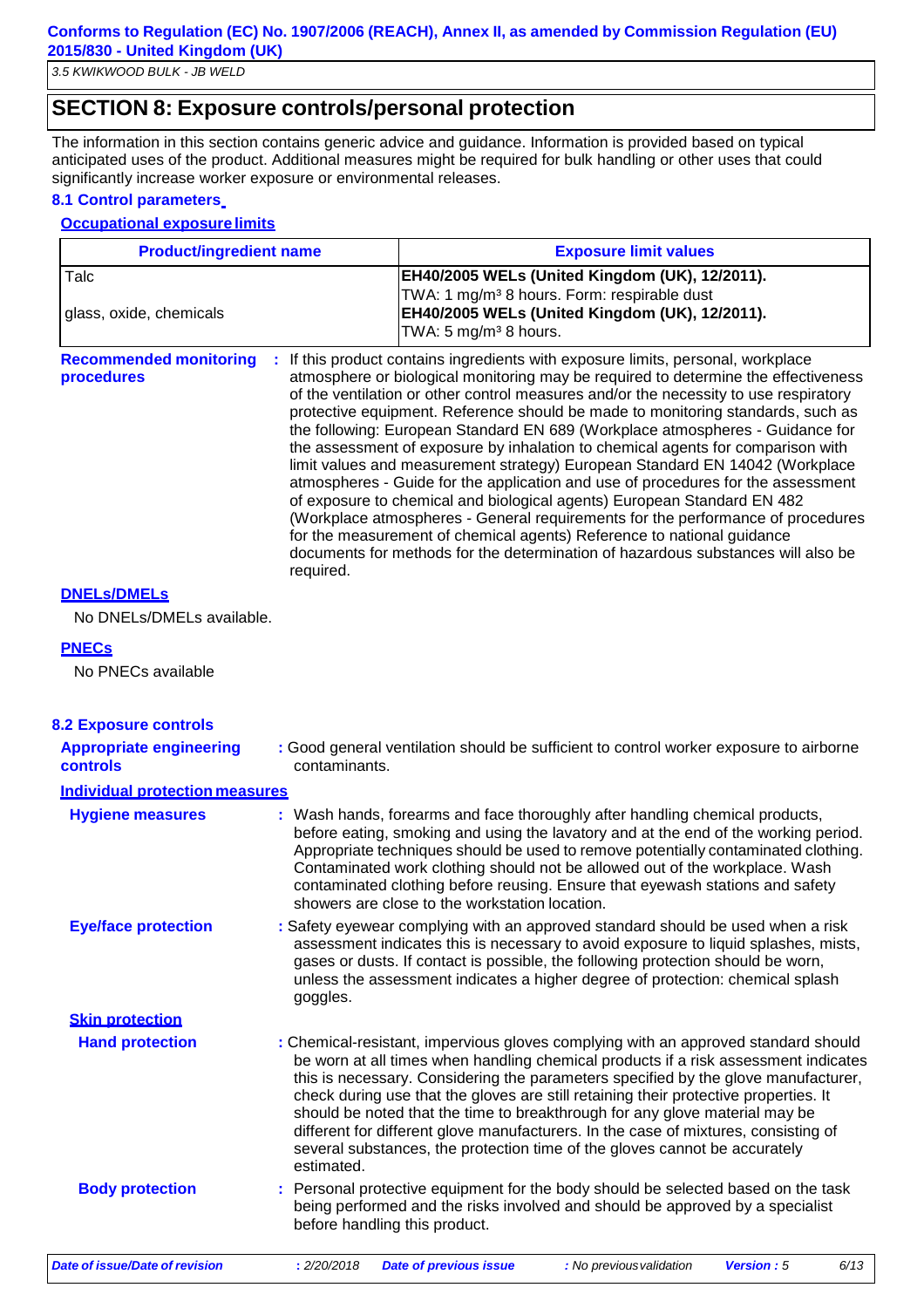## SECTION 8: Exposure controls/personal protection

The information in this section contains generic advice and guidance. Information is provided based on typical anticipated uses of the product. Additional measures might be required for bulk handling or other uses that could significantly increase worker exposure or environmental releases.

### 8.1 Control parameters

**Occupational exposure limits**

| Product/ingredient name | Exposure limit values |
|---|---|
| Talc | **EH40/2005 WELs (United Kingdom (UK), 12/2011).** TWA: 1 mg/m³ 8 hours. Form: respirable dust |
| glass, oxide, chemicals | **EH40/2005 WELs (United Kingdom (UK), 12/2011).** TWA: 5 mg/m³ 8 hours. |

**Recommended monitoring procedures** : If this product contains ingredients with exposure limits, personal, workplace atmosphere or biological monitoring may be required to determine the effectiveness of the ventilation or other control measures and/or the necessity to use respiratory protective equipment. Reference should be made to monitoring standards, such as the following: European Standard EN 689 (Workplace atmospheres - Guidance for the assessment of exposure by inhalation to chemical agents for comparison with limit values and measurement strategy) European Standard EN 14042 (Workplace atmospheres - Guide for the application and use of procedures for the assessment of exposure to chemical and biological agents) European Standard EN 482 (Workplace atmospheres - General requirements for the performance of procedures for the measurement of chemical agents) Reference to national guidance documents for methods for the determination of hazardous substances will also be required.

**DNELs/DMELs**

No DNELs/DMELs available.

**PNECs**

No PNECs available

### 8.2 Exposure controls

**Appropriate engineering controls** : Good general ventilation should be sufficient to control worker exposure to airborne contaminants.

**Individual protection measures**

**Hygiene measures** : Wash hands, forearms and face thoroughly after handling chemical products, before eating, smoking and using the lavatory and at the end of the working period. Appropriate techniques should be used to remove potentially contaminated clothing. Contaminated work clothing should not be allowed out of the workplace. Wash contaminated clothing before reusing. Ensure that eyewash stations and safety showers are close to the workstation location.

**Eye/face protection** : Safety eyewear complying with an approved standard should be used when a risk assessment indicates this is necessary to avoid exposure to liquid splashes, mists, gases or dusts. If contact is possible, the following protection should be worn, unless the assessment indicates a higher degree of protection: chemical splash goggles.

**Skin protection**

**Hand protection** : Chemical-resistant, impervious gloves complying with an approved standard should be worn at all times when handling chemical products if a risk assessment indicates this is necessary. Considering the parameters specified by the glove manufacturer, check during use that the gloves are still retaining their protective properties. It should be noted that the time to breakthrough for any glove material may be different for different glove manufacturers. In the case of mixtures, consisting of several substances, the protection time of the gloves cannot be accurately estimated.

**Body protection** : Personal protective equipment for the body should be selected based on the task being performed and the risks involved and should be approved by a specialist before handling this product.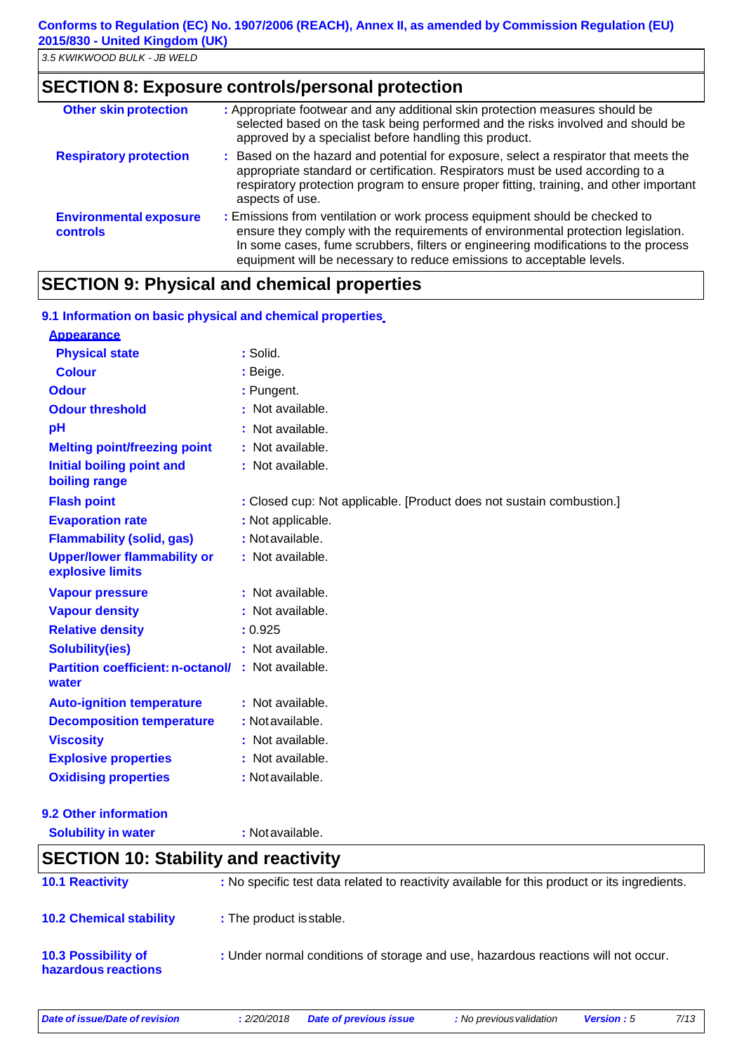## SECTION 8: Exposure controls/personal protection

| | |
|---|---|
| **Other skin protection** | : Appropriate footwear and any additional skin protection measures should be selected based on the task being performed and the risks involved and should be approved by a specialist before handling this product. |
| **Respiratory protection** | : Based on the hazard and potential for exposure, select a respirator that meets the appropriate standard or certification. Respirators must be used according to a respiratory protection program to ensure proper fitting, training, and other important aspects of use. |
| **Environmental exposure controls** | : Emissions from ventilation or work process equipment should be checked to ensure they comply with the requirements of environmental protection legislation. In some cases, fume scrubbers, filters or engineering modifications to the process equipment will be necessary to reduce emissions to acceptable levels. |

## SECTION 9: Physical and chemical properties

### 9.1 Information on basic physical and chemical properties

**Appearance**

| | |
|---|---|
| **Physical state** | : Solid. |
| **Colour** | : Beige. |
| **Odour** | : Pungent. |
| **Odour threshold** | : Not available. |
| **pH** | : Not available. |
| **Melting point/freezing point** | : Not available. |
| **Initial boiling point and boiling range** | : Not available. |
| **Flash point** | : Closed cup: Not applicable. [Product does not sustain combustion.] |
| **Evaporation rate** | : Not applicable. |
| **Flammability (solid, gas)** | : Not available. |
| **Upper/lower flammability or explosive limits** | : Not available. |
| **Vapour pressure** | : Not available. |
| **Vapour density** | : Not available. |
| **Relative density** | : 0.925 |
| **Solubility(ies)** | : Not available. |
| **Partition coefficient: n-octanol/ water** | : Not available. |
| **Auto-ignition temperature** | : Not available. |
| **Decomposition temperature** | : Not available. |
| **Viscosity** | : Not available. |
| **Explosive properties** | : Not available. |
| **Oxidising properties** | : Not available. |

### 9.2 Other information

| | |
|---|---|
| **Solubility in water** | : Not available. |

## SECTION 10: Stability and reactivity

| | |
|---|---|
| **10.1 Reactivity** | : No specific test data related to reactivity available for this product or its ingredients. |
| **10.2 Chemical stability** | : The product is stable. |
| **10.3 Possibility of hazardous reactions** | : Under normal conditions of storage and use, hazardous reactions will not occur. |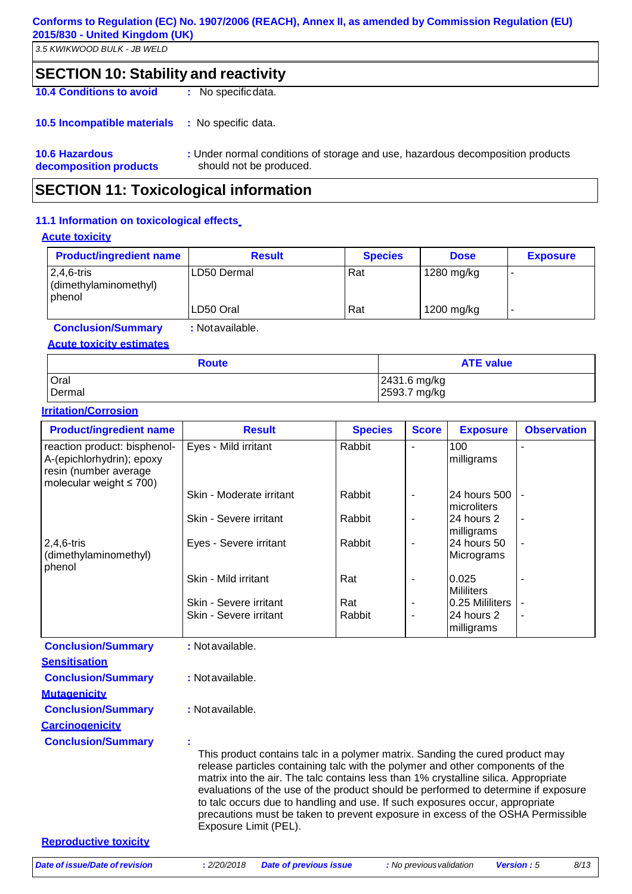## SECTION 10: Stability and reactivity

**10.4 Conditions to avoid** : No specific data.

**10.5 Incompatible materials** : No specific data.

**10.6 Hazardous decomposition products** : Under normal conditions of storage and use, hazardous decomposition products should not be produced.

## SECTION 11: Toxicological information

### 11.1 Information on toxicological effects

**Acute toxicity**

| Product/ingredient name | Result | Species | Dose | Exposure |
|---|---|---|---|---|
| 2,4,6-tris (dimethylaminomethyl) phenol | LD50 Dermal | Rat | 1280 mg/kg | - |
| | LD50 Oral | Rat | 1200 mg/kg | - |

**Conclusion/Summary** : Not available.

**Acute toxicity estimates**

| Route | ATE value |
|---|---|
| Oral | 2431.6 mg/kg |
| Dermal | 2593.7 mg/kg |

**Irritation/Corrosion**

| Product/ingredient name | Result | Species | Score | Exposure | Observation |
|---|---|---|---|---|---|
| reaction product: bisphenol-A-(epichlorhydrin); epoxy resin (number average molecular weight ≤ 700) | Eyes - Mild irritant | Rabbit | - | 100 milligrams | - |
| | Skin - Moderate irritant | Rabbit | - | 24 hours 500 microliters | - |
| | Skin - Severe irritant | Rabbit | - | 24 hours 2 milligrams | - |
| 2,4,6-tris (dimethylaminomethyl) phenol | Eyes - Severe irritant | Rabbit | - | 24 hours 50 Micrograms | - |
| | Skin - Mild irritant | Rat | - | 0.025 Mililiters | - |
| | Skin - Severe irritant | Rat | - | 0.25 Mililiters | - |
| | Skin - Severe irritant | Rabbit | - | 24 hours 2 milligrams | - |

**Conclusion/Summary** : Not available.

**Sensitisation**

**Conclusion/Summary** : Not available.

**Mutagenicity**

**Conclusion/Summary** : Not available.

**Carcinogenicity**

**Conclusion/Summary** :

This product contains talc in a polymer matrix. Sanding the cured product may release particles containing talc with the polymer and other components of the matrix into the air. The talc contains less than 1% crystalline silica. Appropriate evaluations of the use of the product should be performed to determine if exposure to talc occurs due to handling and use. If such exposures occur, appropriate precautions must be taken to prevent exposure in excess of the OSHA Permissible Exposure Limit (PEL).

**Reproductive toxicity**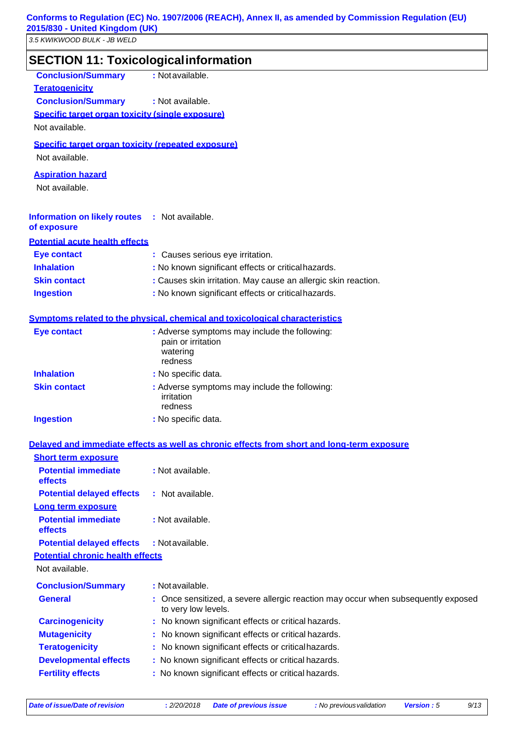## SECTION 11: Toxicological information

**Conclusion/Summary** : Not available.

**Teratogenicity**

**Conclusion/Summary** : Not available.

**Specific target organ toxicity (single exposure)**

Not available.

**Specific target organ toxicity (repeated exposure)**

Not available.

**Aspiration hazard**

Not available.

**Information on likely routes of exposure** : Not available.

**Potential acute health effects**

| | |
|---|---|
| **Eye contact** | : Causes serious eye irritation. |
| **Inhalation** | : No known significant effects or critical hazards. |
| **Skin contact** | : Causes skin irritation. May cause an allergic skin reaction. |
| **Ingestion** | : No known significant effects or critical hazards. |

**Symptoms related to the physical, chemical and toxicological characteristics**

| | |
|---|---|
| **Eye contact** | : Adverse symptoms may include the following: pain or irritation, watering, redness |
| **Inhalation** | : No specific data. |
| **Skin contact** | : Adverse symptoms may include the following: irritation, redness |
| **Ingestion** | : No specific data. |

**Delayed and immediate effects as well as chronic effects from short and long-term exposure**

**Short term exposure**

| | |
|---|---|
| **Potential immediate effects** | : Not available. |
| **Potential delayed effects** | : Not available. |

**Long term exposure**

| | |
|---|---|
| **Potential immediate effects** | : Not available. |
| **Potential delayed effects** | : Not available. |

**Potential chronic health effects**

Not available.

| | |
|---|---|
| **Conclusion/Summary** | : Not available. |
| **General** | : Once sensitized, a severe allergic reaction may occur when subsequently exposed to very low levels. |
| **Carcinogenicity** | : No known significant effects or critical hazards. |
| **Mutagenicity** | : No known significant effects or critical hazards. |
| **Teratogenicity** | : No known significant effects or critical hazards. |
| **Developmental effects** | : No known significant effects or critical hazards. |
| **Fertility effects** | : No known significant effects or critical hazards. |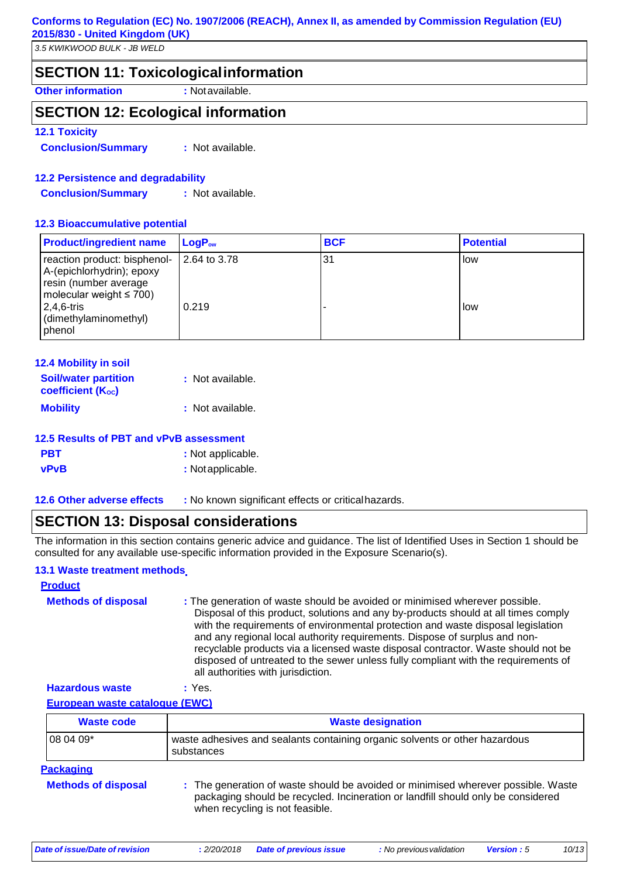## SECTION 11: Toxicological information

**Other information** : Not available.

## SECTION 12: Ecological information

### 12.1 Toxicity

**Conclusion/Summary** : Not available.

### 12.2 Persistence and degradability

**Conclusion/Summary** : Not available.

### 12.3 Bioaccumulative potential

| Product/ingredient name | $LogP_{ow}$ | BCF | Potential |
|---|---|---|---|
| reaction product: bisphenol-A-(epichlorhydrin); epoxy resin (number average molecular weight ≤ 700) | 2.64 to 3.78 | 31 | low |
| 2,4,6-tris (dimethylaminomethyl) phenol | 0.219 | - | low |

### 12.4 Mobility in soil

**Soil/water partition coefficient ($K_{OC}$)** : Not available.

**Mobility** : Not available.

### 12.5 Results of PBT and vPvB assessment

**PBT** : Not applicable.

**vPvB** : Not applicable.

### 12.6 Other adverse effects

: No known significant effects or critical hazards.

## SECTION 13: Disposal considerations

The information in this section contains generic advice and guidance. The list of Identified Uses in Section 1 should be consulted for any available use-specific information provided in the Exposure Scenario(s).

### 13.1 Waste treatment methods

**Product**

**Methods of disposal** : The generation of waste should be avoided or minimised wherever possible. Disposal of this product, solutions and any by-products should at all times comply with the requirements of environmental protection and waste disposal legislation and any regional local authority requirements. Dispose of surplus and non-recyclable products via a licensed waste disposal contractor. Waste should not be disposed of untreated to the sewer unless fully compliant with the requirements of all authorities with jurisdiction.

**Hazardous waste** : Yes.

**European waste catalogue (EWC)**

| Waste code | Waste designation |
|---|---|
| 08 04 09* | waste adhesives and sealants containing organic solvents or other hazardous substances |

**Packaging**

**Methods of disposal** : The generation of waste should be avoided or minimised wherever possible. Waste packaging should be recycled. Incineration or landfill should only be considered when recycling is not feasible.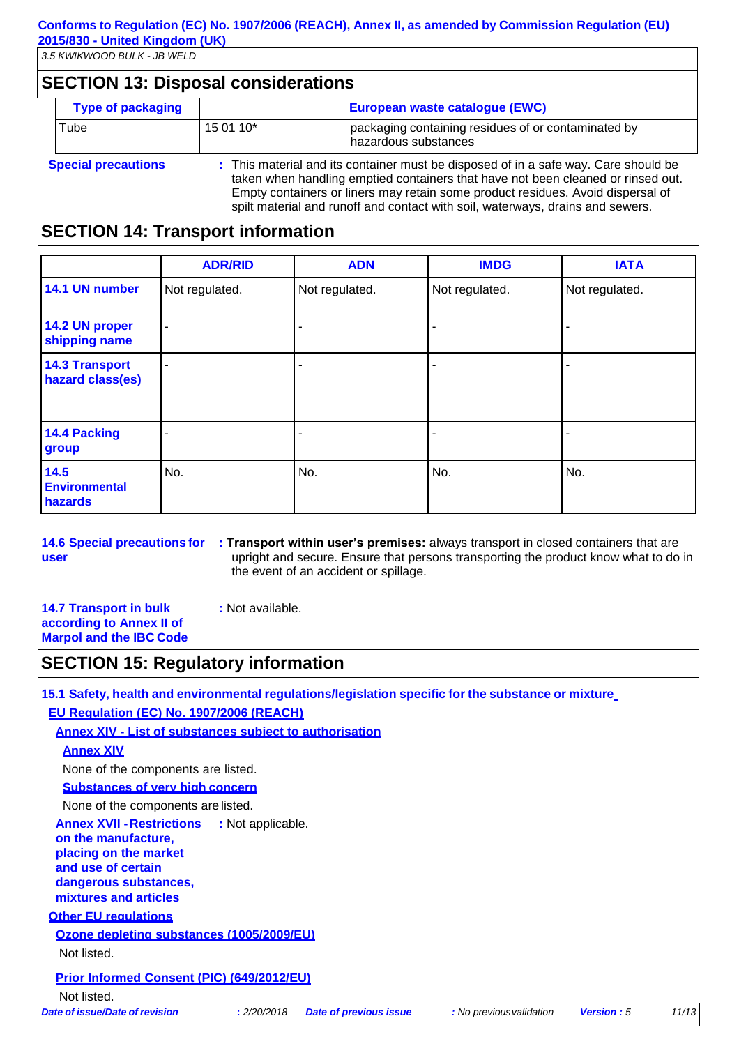## SECTION 13: Disposal considerations

| Type of packaging | European waste catalogue (EWC) | |
|---|---|---|
| Tube | 15 01 10* | packaging containing residues of or contaminated by hazardous substances |

**Special precautions** : This material and its container must be disposed of in a safe way. Care should be taken when handling emptied containers that have not been cleaned or rinsed out. Empty containers or liners may retain some product residues. Avoid dispersal of spilt material and runoff and contact with soil, waterways, drains and sewers.

## SECTION 14: Transport information

| | ADR/RID | ADN | IMDG | IATA |
|---|---|---|---|---|
| **14.1 UN number** | Not regulated. | Not regulated. | Not regulated. | Not regulated. |
| **14.2 UN proper shipping name** | - | - | - | - |
| **14.3 Transport hazard class(es)** | - | - | - | - |
| **14.4 Packing group** | - | - | - | - |
| **14.5 Environmental hazards** | No. | No. | No. | No. |

**14.6 Special precautions for user** : **Transport within user's premises:** always transport in closed containers that are upright and secure. Ensure that persons transporting the product know what to do in the event of an accident or spillage.

**14.7 Transport in bulk according to Annex II of Marpol and the IBC Code** : Not available.

## SECTION 15: Regulatory information

**15.1 Safety, health and environmental regulations/legislation specific for the substance or mixture**

**EU Regulation (EC) No. 1907/2006 (REACH)**

**Annex XIV - List of substances subject to authorisation**

**Annex XIV**

None of the components are listed.

**Substances of very high concern**

None of the components are listed.

**Annex XVII - Restrictions on the manufacture, placing on the market and use of certain dangerous substances, mixtures and articles** : Not applicable.

**Other EU regulations**

**Ozone depleting substances (1005/2009/EU)**

Not listed.

**Prior Informed Consent (PIC) (649/2012/EU)**

Not listed.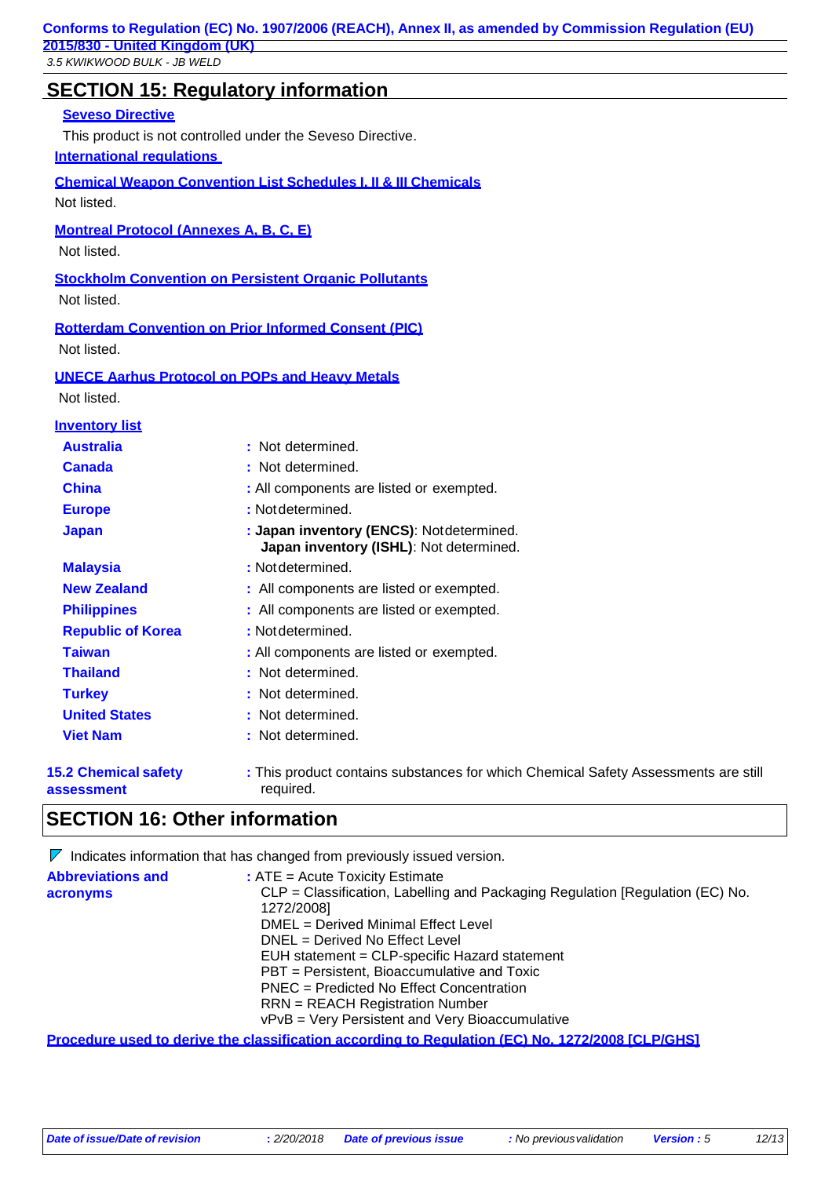## SECTION 15: Regulatory information

**Seveso Directive**

This product is not controlled under the Seveso Directive.

**International regulations**

**Chemical Weapon Convention List Schedules I, II & III Chemicals**

Not listed.

**Montreal Protocol (Annexes A, B, C, E)**

Not listed.

**Stockholm Convention on Persistent Organic Pollutants**

Not listed.

**Rotterdam Convention on Prior Informed Consent (PIC)**

Not listed.

**UNECE Aarhus Protocol on POPs and Heavy Metals**

Not listed.

**Inventory list**

| | |
|---|---|
| **Australia** | : Not determined. |
| **Canada** | : Not determined. |
| **China** | : All components are listed or exempted. |
| **Europe** | : Not determined. |
| **Japan** | : **Japan inventory (ENCS)**: Not determined. **Japan inventory (ISHL)**: Not determined. |
| **Malaysia** | : Not determined. |
| **New Zealand** | : All components are listed or exempted. |
| **Philippines** | : All components are listed or exempted. |
| **Republic of Korea** | : Not determined. |
| **Taiwan** | : All components are listed or exempted. |
| **Thailand** | : Not determined. |
| **Turkey** | : Not determined. |
| **United States** | : Not determined. |
| **Viet Nam** | : Not determined. |

**15.2 Chemical safety assessment** : This product contains substances for which Chemical Safety Assessments are still required.

## SECTION 16: Other information

Indicates information that has changed from previously issued version.

**Abbreviations and acronyms** : ATE = Acute Toxicity Estimate
CLP = Classification, Labelling and Packaging Regulation [Regulation (EC) No. 1272/2008]
DMEL = Derived Minimal Effect Level
DNEL = Derived No Effect Level
EUH statement = CLP-specific Hazard statement
PBT = Persistent, Bioaccumulative and Toxic
PNEC = Predicted No Effect Concentration
RRN = REACH Registration Number
vPvB = Very Persistent and Very Bioaccumulative

**Procedure used to derive the classification according to Regulation (EC) No. 1272/2008 [CLP/GHS]**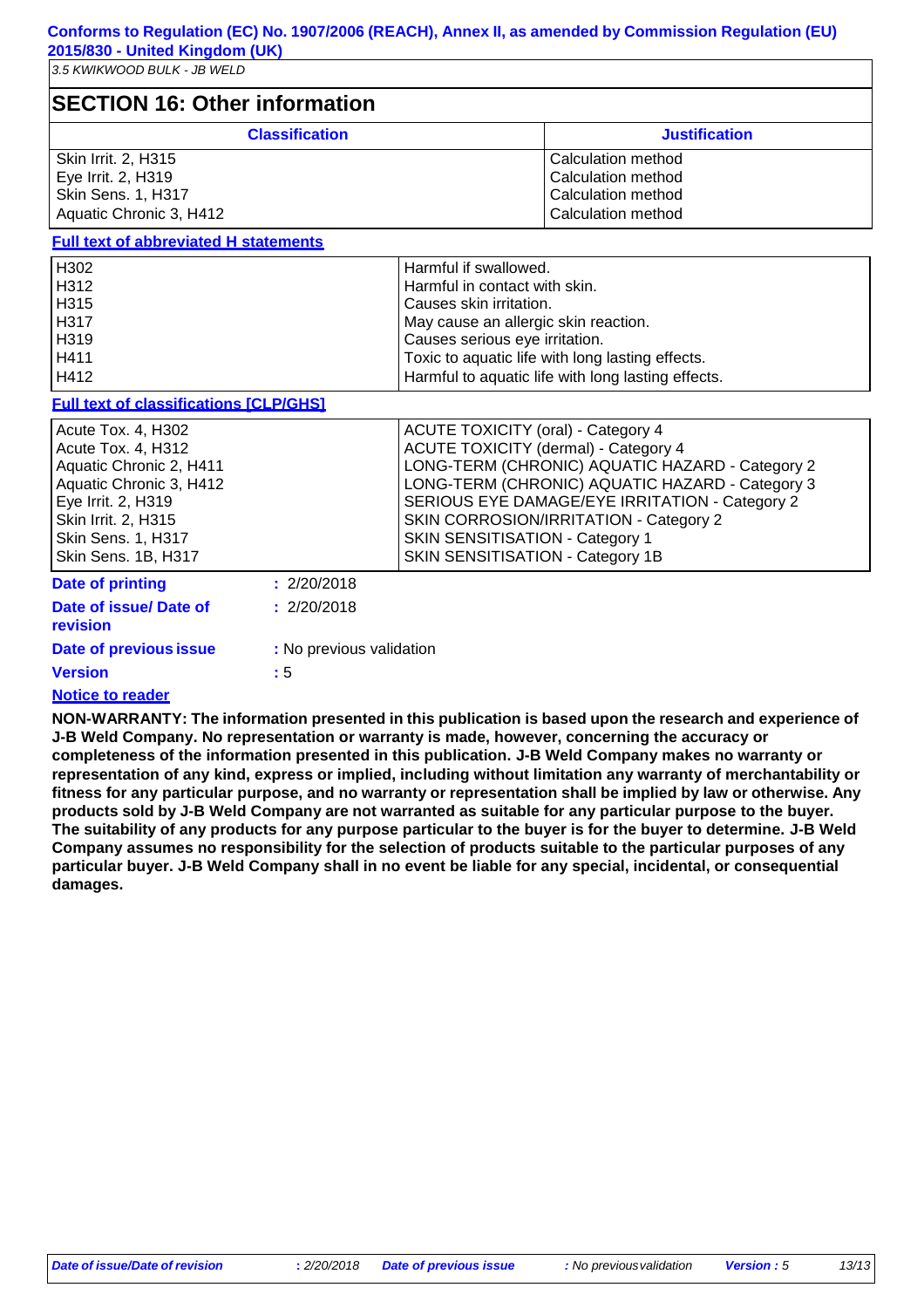## SECTION 16: Other information

| Classification | Justification |
|---|---|
| Skin Irrit. 2, H315 | Calculation method |
| Eye Irrit. 2, H319 | Calculation method |
| Skin Sens. 1, H317 | Calculation method |
| Aquatic Chronic 3, H412 | Calculation method |

**Full text of abbreviated H statements**

| | |
|---|---|
| H302 | Harmful if swallowed. |
| H312 | Harmful in contact with skin. |
| H315 | Causes skin irritation. |
| H317 | May cause an allergic skin reaction. |
| H319 | Causes serious eye irritation. |
| H411 | Toxic to aquatic life with long lasting effects. |
| H412 | Harmful to aquatic life with long lasting effects. |

**Full text of classifications [CLP/GHS]**

| | |
|---|---|
| Acute Tox. 4, H302 | ACUTE TOXICITY (oral) - Category 4 |
| Acute Tox. 4, H312 | ACUTE TOXICITY (dermal) - Category 4 |
| Aquatic Chronic 2, H411 | LONG-TERM (CHRONIC) AQUATIC HAZARD - Category 2 |
| Aquatic Chronic 3, H412 | LONG-TERM (CHRONIC) AQUATIC HAZARD - Category 3 |
| Eye Irrit. 2, H319 | SERIOUS EYE DAMAGE/EYE IRRITATION - Category 2 |
| Skin Irrit. 2, H315 | SKIN CORROSION/IRRITATION - Category 2 |
| Skin Sens. 1, H317 | SKIN SENSITISATION - Category 1 |
| Skin Sens. 1B, H317 | SKIN SENSITISATION - Category 1B |

**Date of printing** : 2/20/2018

**Date of issue/ Date of revision** : 2/20/2018

**Date of previous issue** : No previous validation

**Version** : 5

**Notice to reader**

**NON-WARRANTY: The information presented in this publication is based upon the research and experience of J-B Weld Company. No representation or warranty is made, however, concerning the accuracy or completeness of the information presented in this publication. J-B Weld Company makes no warranty or representation of any kind, express or implied, including without limitation any warranty of merchantability or fitness for any particular purpose, and no warranty or representation shall be implied by law or otherwise. Any products sold by J-B Weld Company are not warranted as suitable for any particular purpose to the buyer. The suitability of any products for any purpose particular to the buyer is for the buyer to determine. J-B Weld Company assumes no responsibility for the selection of products suitable to the particular purposes of any particular buyer. J-B Weld Company shall in no event be liable for any special, incidental, or consequential damages.**